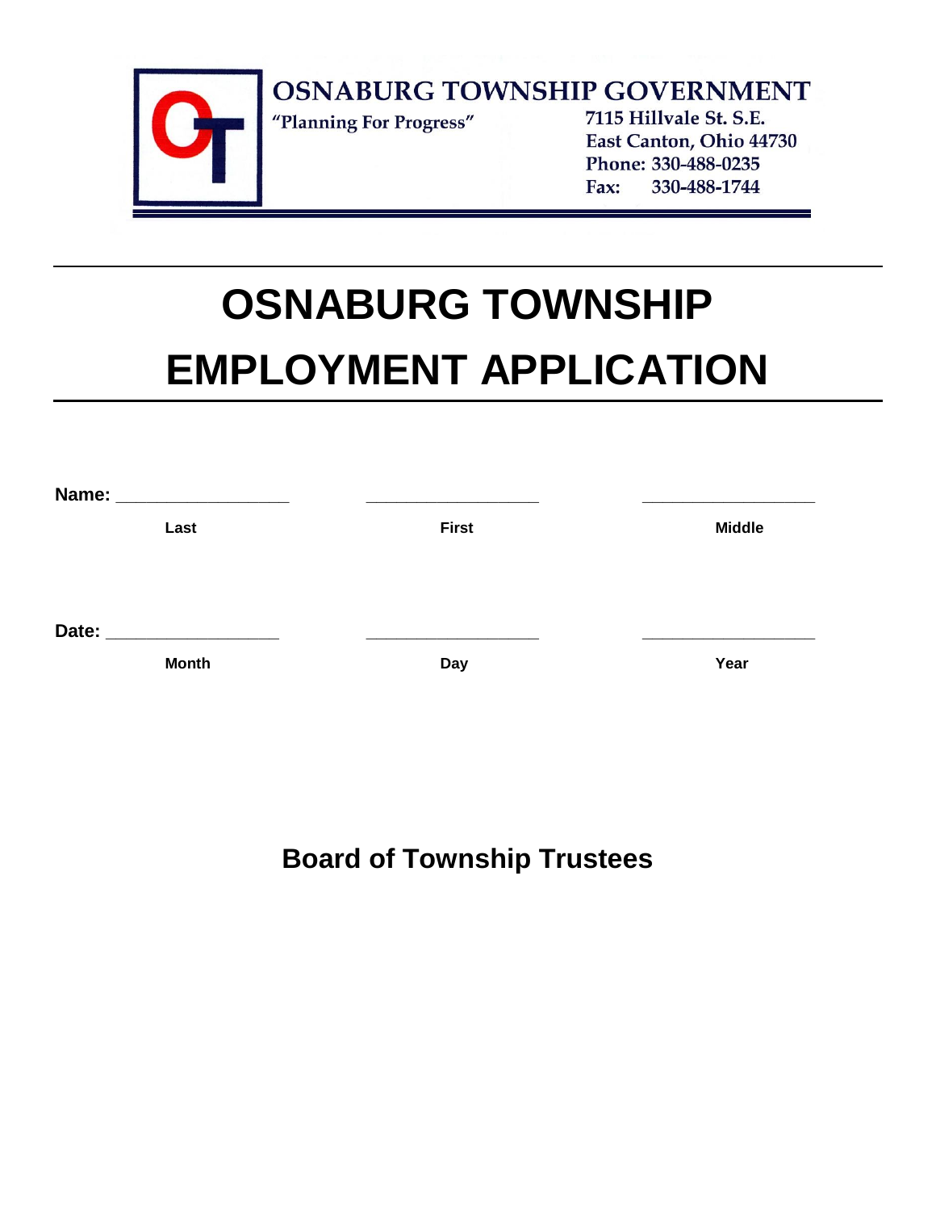**OSNABURG TOWNSHIP GOVERNMENT**

"Planning For Progress"

7115 Hillvale St. S.E.
East Canton, Ohio 44730
Phone: 330-488-0235
Fax: 330-488-1744

# OSNABURG TOWNSHIP EMPLOYMENT APPLICATION

**Name:** __________________ __________________ __________________

**Last** **First** **Middle**

**Date:** __________________ __________________ __________________

**Month** **Day** **Year**

## Board of Township Trustees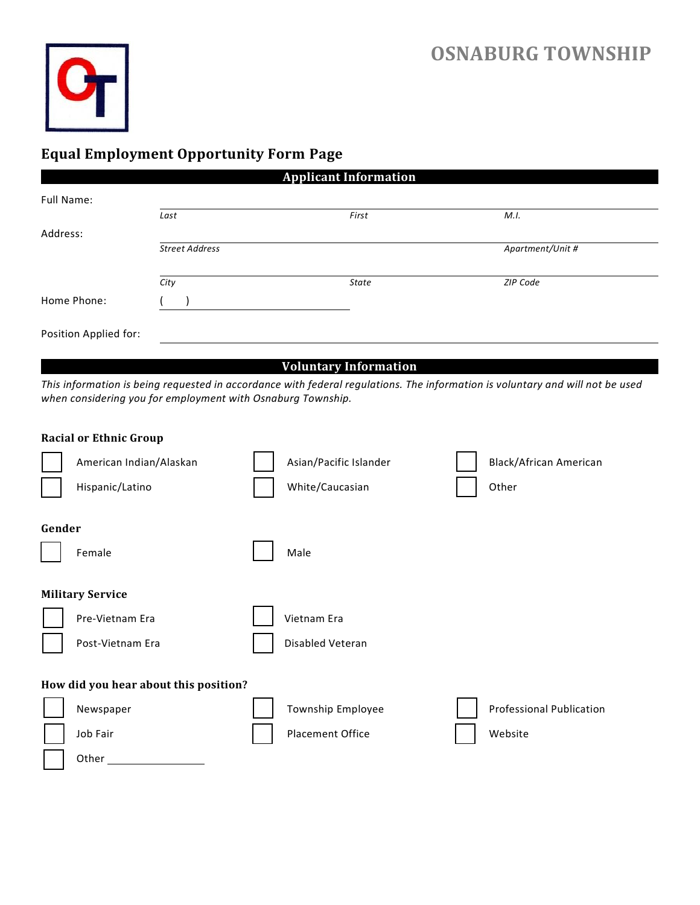# OSNABURG TOWNSHIP

## Equal Employment Opportunity Form Page

### Applicant Information

Full Name: ______________________________________________

*Last* *First* *M.I.*

Address: ______________________________________________

*Street Address* *Apartment/Unit #*

______________________________________________

*City* *State* *ZIP Code*

Home Phone: (    ) ____________________

Position Applied for: ______________________________________________

### Voluntary Information

*This information is being requested in accordance with federal regulations. The information is voluntary and will not be used when considering you for employment with Osnaburg Township.*

**Racial or Ethnic Group**

- ☐ American Indian/Alaskan
- ☐ Asian/Pacific Islander
- ☐ Black/African American
- ☐ Hispanic/Latino
- ☐ White/Caucasian
- ☐ Other

**Gender**

- ☐ Female
- ☐ Male

**Military Service**

- ☐ Pre-Vietnam Era
- ☐ Vietnam Era
- ☐ Post-Vietnam Era
- ☐ Disabled Veteran

**How did you hear about this position?**

- ☐ Newspaper
- ☐ Township Employee
- ☐ Professional Publication
- ☐ Job Fair
- ☐ Placement Office
- ☐ Website
- ☐ Other ____________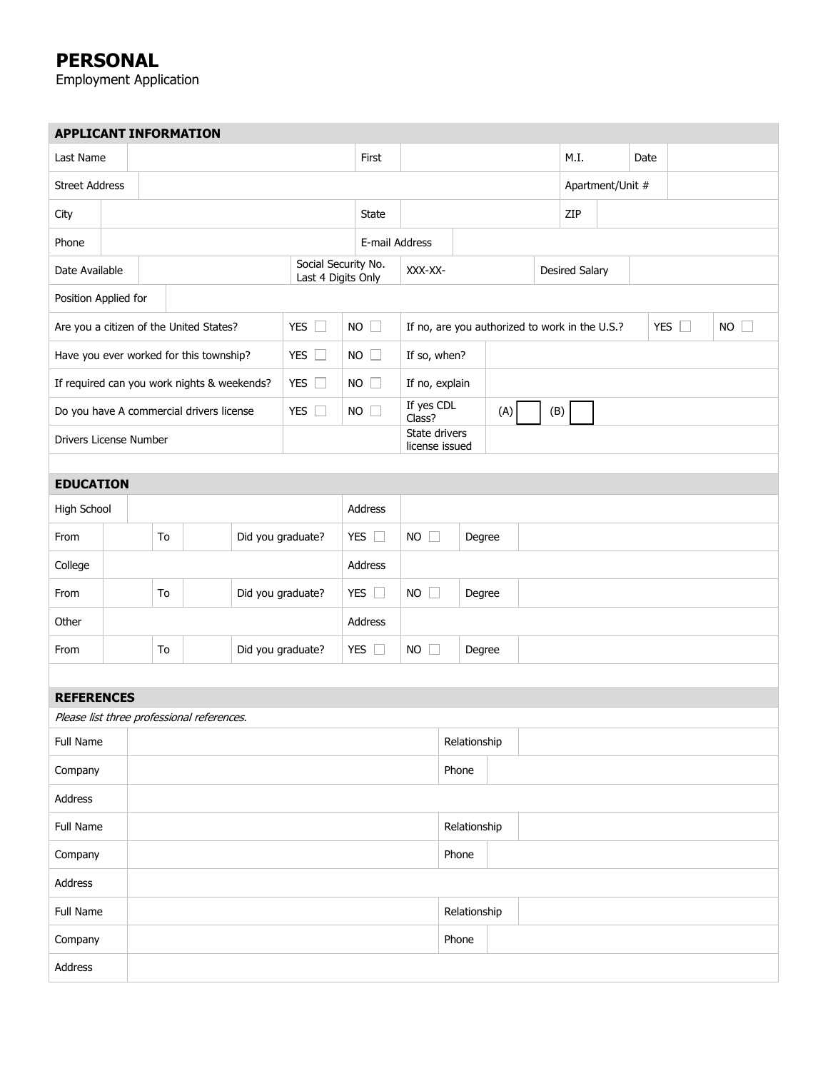# PERSONAL

Employment Application

## APPLICANT INFORMATION

| Last Name | | First | | M.I. | | Date | |
|---|---|---|---|---|---|---|---|
| Street Address | | | | Apartment/Unit # | | | |
| City | | State | | ZIP | | | |
| Phone | | E-mail Address | | | | | |
| Date Available | | Social Security No. Last 4 Digits Only | XXX-XX- | Desired Salary | | | |
| Position Applied for | | | | | | | |

| | | | | | |
|---|---|---|---|---|---|
| Are you a citizen of the United States? | YES ☐ | NO ☐ | If no, are you authorized to work in the U.S.? | YES ☐ | NO ☐ |
| Have you ever worked for this township? | YES ☐ | NO ☐ | If so, when? | | |
| If required can you work nights & weekends? | YES ☐ | NO ☐ | If no, explain | | |
| Do you have A commercial drivers license | YES ☐ | NO ☐ | If yes CDL Class? | (A) ☐ | (B) ☐ |
| Drivers License Number | | | State drivers license issued | | |

## EDUCATION

| High School | | | | Address | | | |
|---|---|---|---|---|---|---|---|
| From | | To | | Did you graduate? | YES ☐ | NO ☐ | Degree |
| College | | | | Address | | | |
| From | | To | | Did you graduate? | YES ☐ | NO ☐ | Degree |
| Other | | | | Address | | | |
| From | | To | | Did you graduate? | YES ☐ | NO ☐ | Degree |

## REFERENCES

*Please list three professional references.*

| Full Name | | Relationship | |
|---|---|---|---|
| Company | | Phone | |
| Address | | | |
| Full Name | | Relationship | |
| Company | | Phone | |
| Address | | | |
| Full Name | | Relationship | |
| Company | | Phone | |
| Address | | | |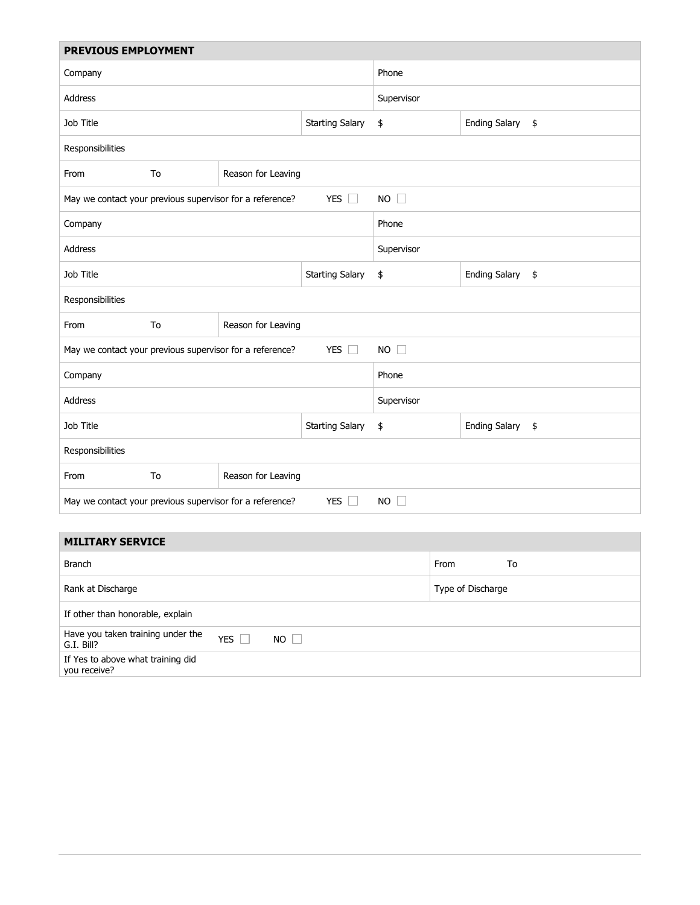## PREVIOUS EMPLOYMENT

| | | | | |
|---|---|---|---|---|
| Company | | | Phone | |
| Address | | | Supervisor | |
| Job Title | | Starting Salary | $ | Ending Salary $ |
| Responsibilities | | | | |
| From To | Reason for Leaving | | | |
| May we contact your previous supervisor for a reference? | | YES ☐ | NO ☐ | |
| Company | | | Phone | |
| Address | | | Supervisor | |
| Job Title | | Starting Salary | $ | Ending Salary $ |
| Responsibilities | | | | |
| From To | Reason for Leaving | | | |
| May we contact your previous supervisor for a reference? | | YES ☐ | NO ☐ | |
| Company | | | Phone | |
| Address | | | Supervisor | |
| Job Title | | Starting Salary | $ | Ending Salary $ |
| Responsibilities | | | | |
| From To | Reason for Leaving | | | |
| May we contact your previous supervisor for a reference? | | YES ☐ | NO ☐ | |

## MILITARY SERVICE

| | | |
|---|---|---|
| Branch | | From To |
| Rank at Discharge | | Type of Discharge |
| If other than honorable, explain | | |
| Have you taken training under the G.I. Bill? | YES ☐ NO ☐ | |
| If Yes to above what training did you receive? | | |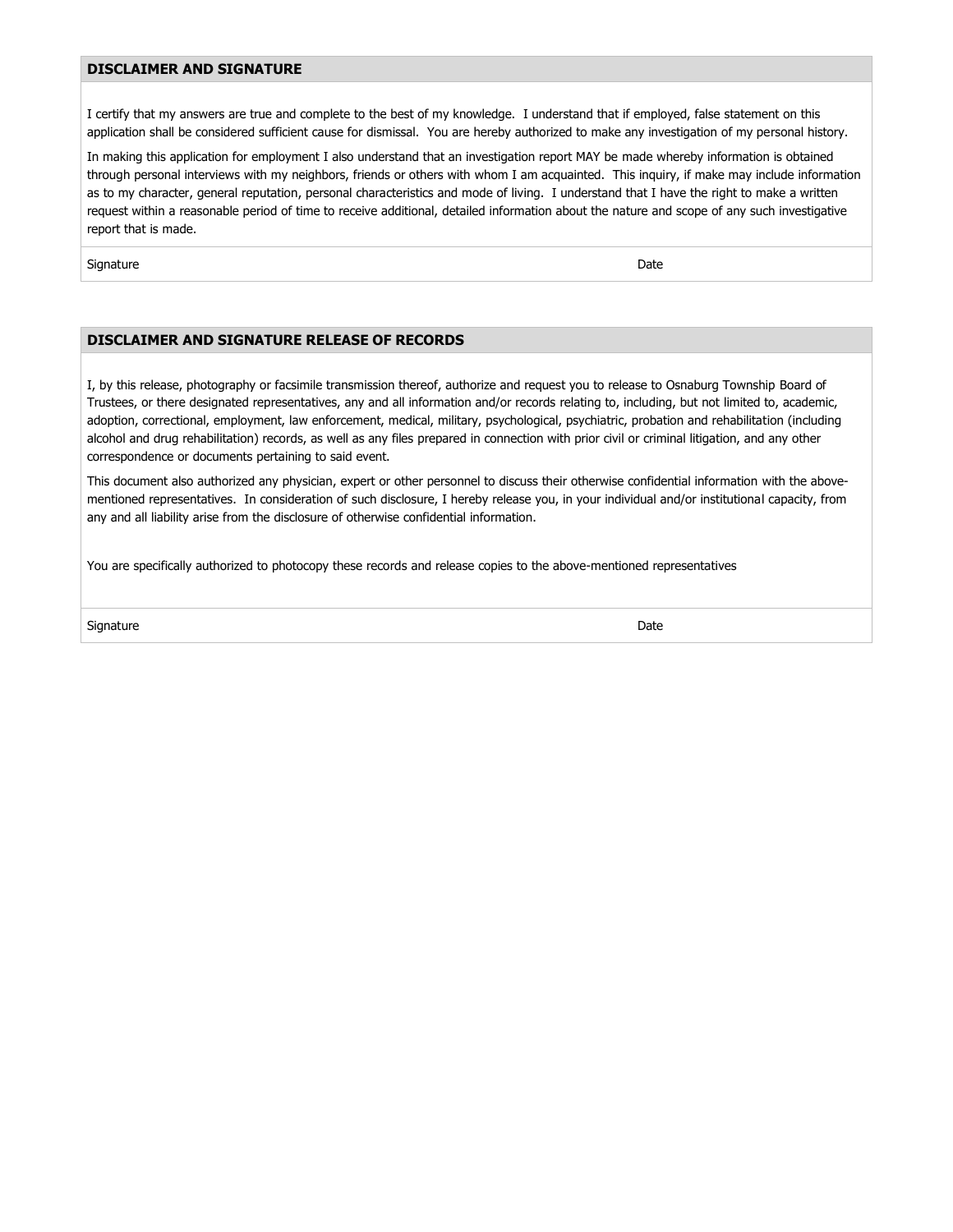## DISCLAIMER AND SIGNATURE

I certify that my answers are true and complete to the best of my knowledge. I understand that if employed, false statement on this application shall be considered sufficient cause for dismissal. You are hereby authorized to make any investigation of my personal history.

In making this application for employment I also understand that an investigation report MAY be made whereby information is obtained through personal interviews with my neighbors, friends or others with whom I am acquainted. This inquiry, if make may include information as to my character, general reputation, personal characteristics and mode of living. I understand that I have the right to make a written request within a reasonable period of time to receive additional, detailed information about the nature and scope of any such investigative report that is made.

| | |
|---|---|
| Signature | Date |

## DISCLAIMER AND SIGNATURE RELEASE OF RECORDS

I, by this release, photography or facsimile transmission thereof, authorize and request you to release to Osnaburg Township Board of Trustees, or there designated representatives, any and all information and/or records relating to, including, but not limited to, academic, adoption, correctional, employment, law enforcement, medical, military, psychological, psychiatric, probation and rehabilitation (including alcohol and drug rehabilitation) records, as well as any files prepared in connection with prior civil or criminal litigation, and any other correspondence or documents pertaining to said event.

This document also authorized any physician, expert or other personnel to discuss their otherwise confidential information with the above-mentioned representatives. In consideration of such disclosure, I hereby release you, in your individual and/or institutional capacity, from any and all liability arise from the disclosure of otherwise confidential information.

You are specifically authorized to photocopy these records and release copies to the above-mentioned representatives

| | |
|---|---|
| Signature | Date |